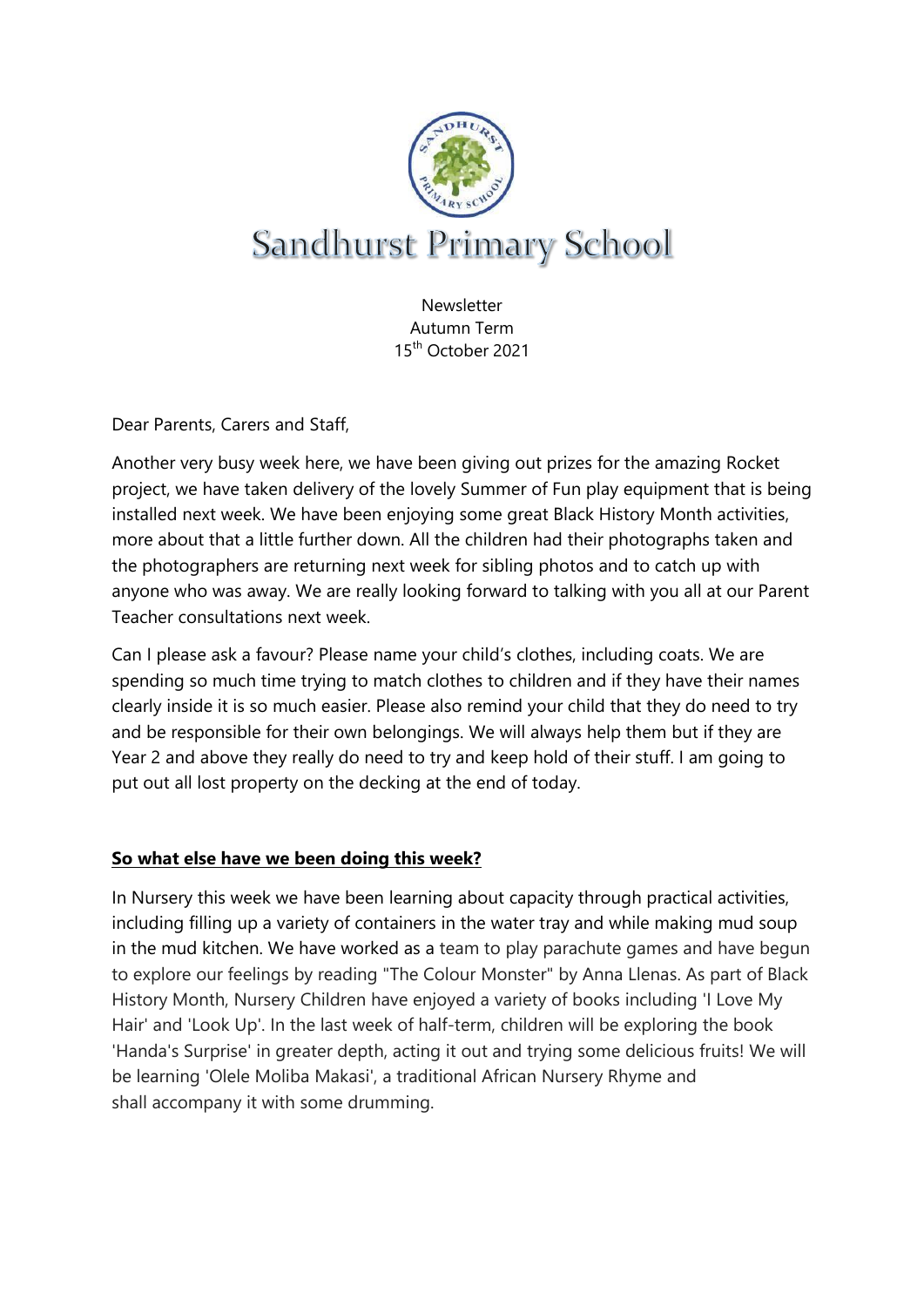# Sandhurst Primary School

Newsletter
Autumn Term
15th October 2021

Dear Parents, Carers and Staff,

Another very busy week here, we have been giving out prizes for the amazing Rocket project, we have taken delivery of the lovely Summer of Fun play equipment that is being installed next week. We have been enjoying some great Black History Month activities, more about that a little further down. All the children had their photographs taken and the photographers are returning next week for sibling photos and to catch up with anyone who was away. We are really looking forward to talking with you all at our Parent Teacher consultations next week.

Can I please ask a favour? Please name your child's clothes, including coats. We are spending so much time trying to match clothes to children and if they have their names clearly inside it is so much easier. Please also remind your child that they do need to try and be responsible for their own belongings. We will always help them but if they are Year 2 and above they really do need to try and keep hold of their stuff. I am going to put out all lost property on the decking at the end of today.

**So what else have we been doing this week?**

In Nursery this week we have been learning about capacity through practical activities, including filling up a variety of containers in the water tray and while making mud soup in the mud kitchen. We have worked as a team to play parachute games and have begun to explore our feelings by reading "The Colour Monster" by Anna Llenas. As part of Black History Month, Nursery Children have enjoyed a variety of books including 'I Love My Hair' and 'Look Up'. In the last week of half-term, children will be exploring the book 'Handa's Surprise' in greater depth, acting it out and trying some delicious fruits! We will be learning 'Olele Moliba Makasi', a traditional African Nursery Rhyme and shall accompany it with some drumming.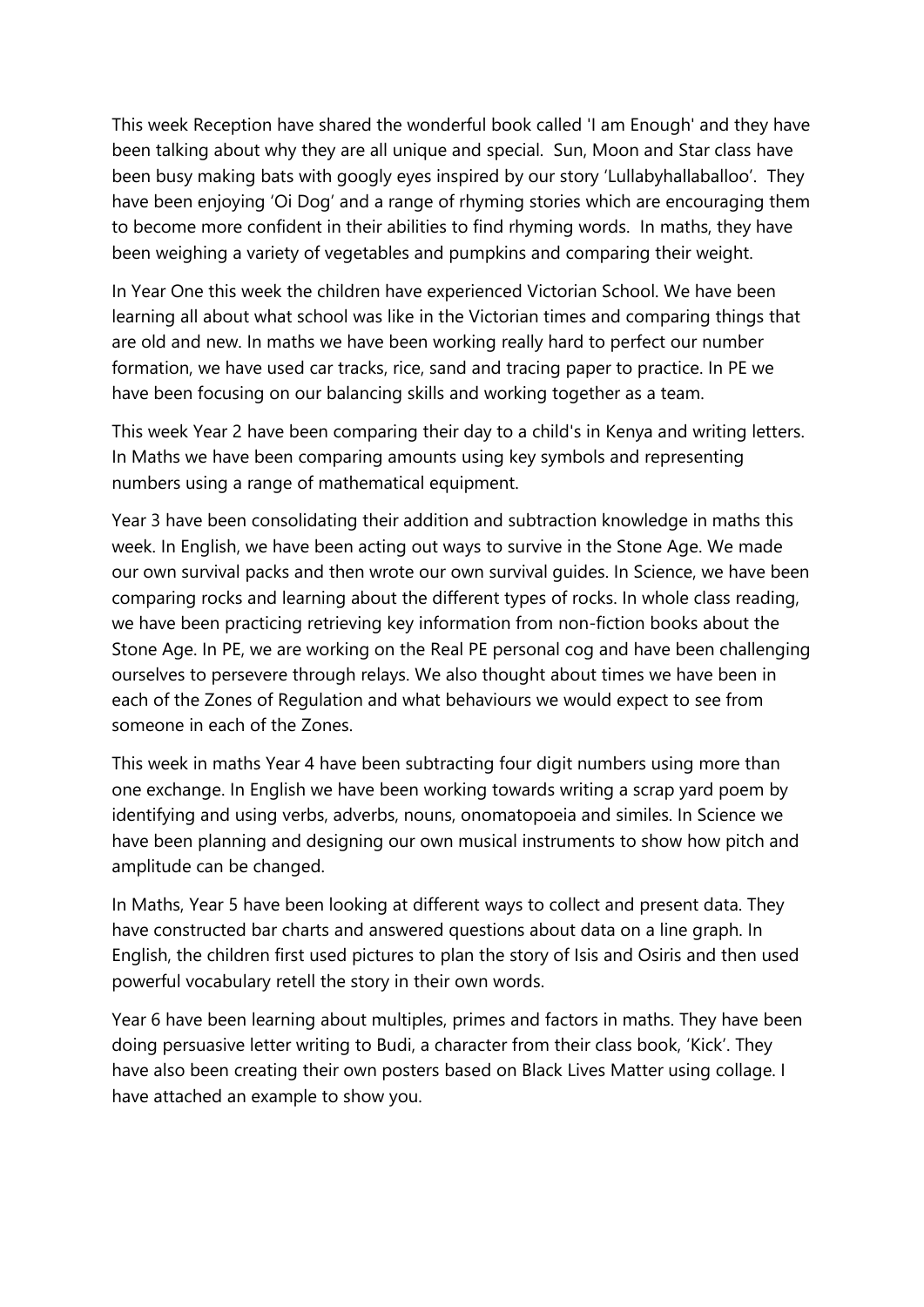This week Reception have shared the wonderful book called 'I am Enough' and they have been talking about why they are all unique and special. Sun, Moon and Star class have been busy making bats with googly eyes inspired by our story 'Lullabyhallaballoo'. They have been enjoying 'Oi Dog' and a range of rhyming stories which are encouraging them to become more confident in their abilities to find rhyming words. In maths, they have been weighing a variety of vegetables and pumpkins and comparing their weight.

In Year One this week the children have experienced Victorian School. We have been learning all about what school was like in the Victorian times and comparing things that are old and new. In maths we have been working really hard to perfect our number formation, we have used car tracks, rice, sand and tracing paper to practice. In PE we have been focusing on our balancing skills and working together as a team.

This week Year 2 have been comparing their day to a child's in Kenya and writing letters. In Maths we have been comparing amounts using key symbols and representing numbers using a range of mathematical equipment.

Year 3 have been consolidating their addition and subtraction knowledge in maths this week. In English, we have been acting out ways to survive in the Stone Age. We made our own survival packs and then wrote our own survival guides. In Science, we have been comparing rocks and learning about the different types of rocks. In whole class reading, we have been practicing retrieving key information from non-fiction books about the Stone Age. In PE, we are working on the Real PE personal cog and have been challenging ourselves to persevere through relays. We also thought about times we have been in each of the Zones of Regulation and what behaviours we would expect to see from someone in each of the Zones.

This week in maths Year 4 have been subtracting four digit numbers using more than one exchange. In English we have been working towards writing a scrap yard poem by identifying and using verbs, adverbs, nouns, onomatopoeia and similes. In Science we have been planning and designing our own musical instruments to show how pitch and amplitude can be changed.

In Maths, Year 5 have been looking at different ways to collect and present data. They have constructed bar charts and answered questions about data on a line graph. In English, the children first used pictures to plan the story of Isis and Osiris and then used powerful vocabulary retell the story in their own words.

Year 6 have been learning about multiples, primes and factors in maths. They have been doing persuasive letter writing to Budi, a character from their class book, 'Kick'. They have also been creating their own posters based on Black Lives Matter using collage. I have attached an example to show you.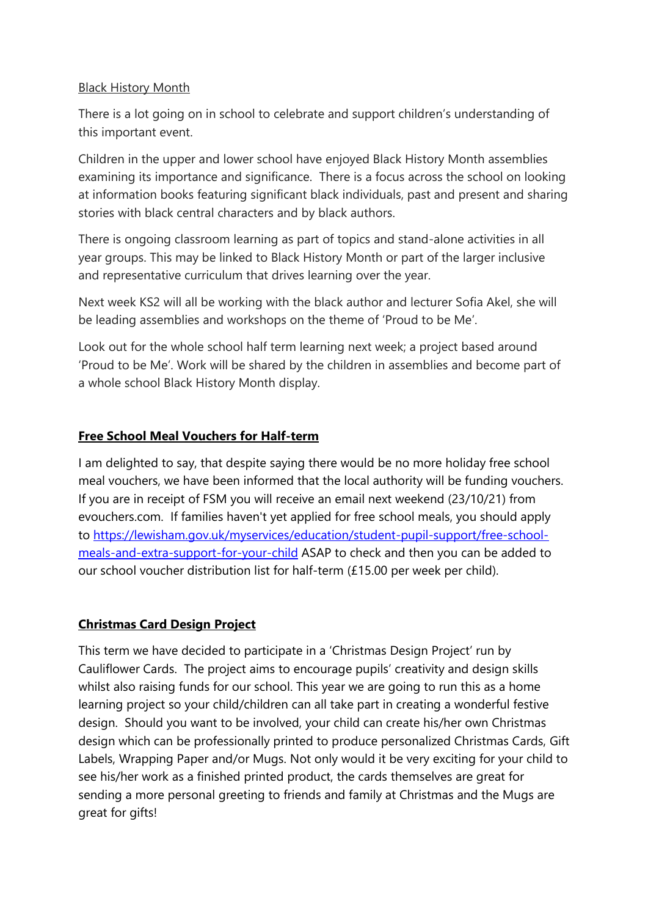<u>Black History Month</u>

There is a lot going on in school to celebrate and support children's understanding of this important event.

Children in the upper and lower school have enjoyed Black History Month assemblies examining its importance and significance. There is a focus across the school on looking at information books featuring significant black individuals, past and present and sharing stories with black central characters and by black authors.

There is ongoing classroom learning as part of topics and stand-alone activities in all year groups. This may be linked to Black History Month or part of the larger inclusive and representative curriculum that drives learning over the year.

Next week KS2 will all be working with the black author and lecturer Sofia Akel, she will be leading assemblies and workshops on the theme of 'Proud to be Me'.

Look out for the whole school half term learning next week; a project based around 'Proud to be Me'. Work will be shared by the children in assemblies and become part of a whole school Black History Month display.

## Free School Meal Vouchers for Half-term

I am delighted to say, that despite saying there would be no more holiday free school meal vouchers, we have been informed that the local authority will be funding vouchers. If you are in receipt of FSM you will receive an email next weekend (23/10/21) from evouchers.com. If families haven't yet applied for free school meals, you should apply to [https://lewisham.gov.uk/myservices/education/student-pupil-support/free-school-meals-and-extra-support-for-your-child](https://lewisham.gov.uk/myservices/education/student-pupil-support/free-school-meals-and-extra-support-for-your-child) ASAP to check and then you can be added to our school voucher distribution list for half-term (£15.00 per week per child).

## Christmas Card Design Project

This term we have decided to participate in a 'Christmas Design Project' run by Cauliflower Cards. The project aims to encourage pupils' creativity and design skills whilst also raising funds for our school. This year we are going to run this as a home learning project so your child/children can all take part in creating a wonderful festive design. Should you want to be involved, your child can create his/her own Christmas design which can be professionally printed to produce personalized Christmas Cards, Gift Labels, Wrapping Paper and/or Mugs. Not only would it be very exciting for your child to see his/her work as a finished printed product, the cards themselves are great for sending a more personal greeting to friends and family at Christmas and the Mugs are great for gifts!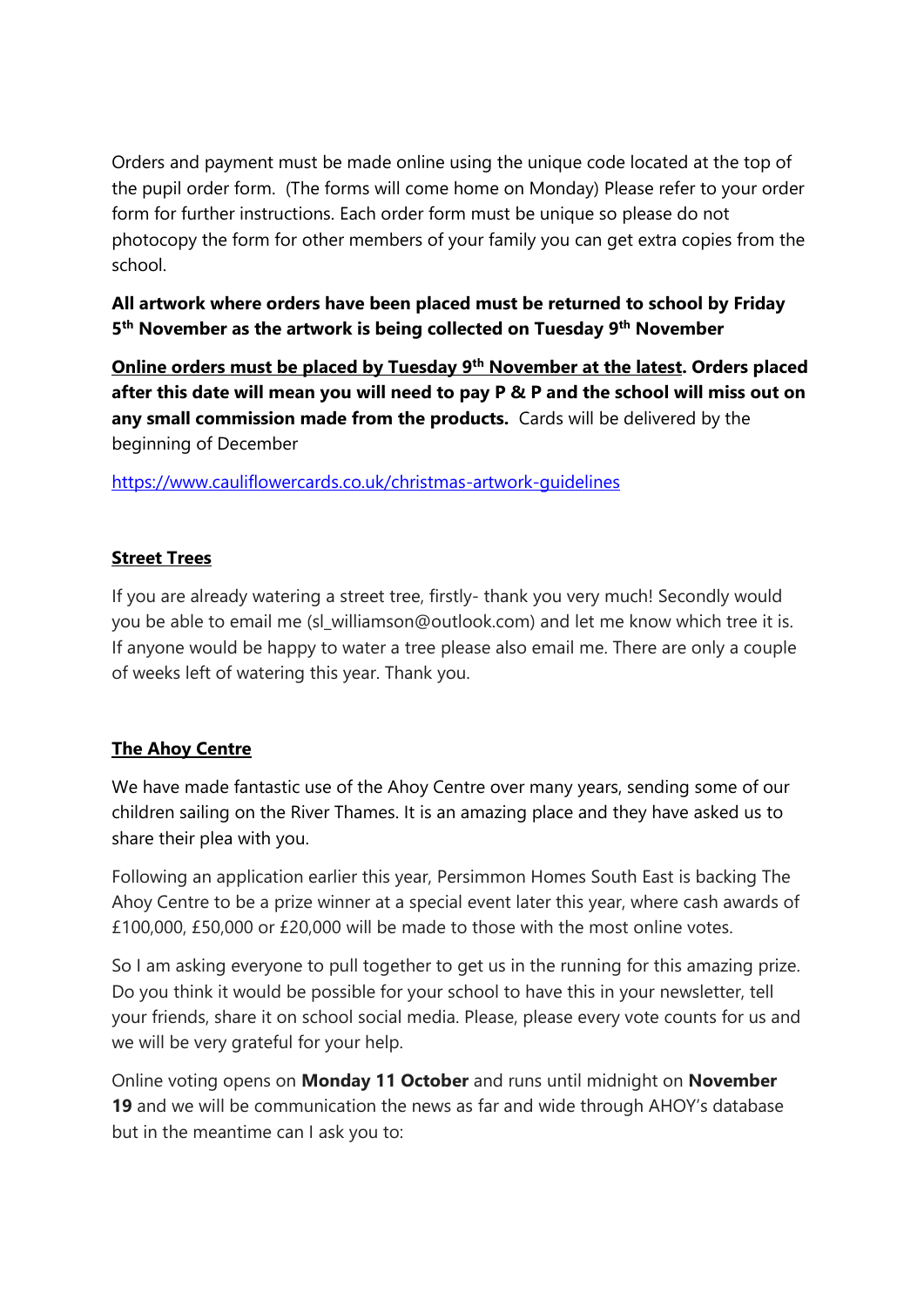Orders and payment must be made online using the unique code located at the top of the pupil order form. (The forms will come home on Monday) Please refer to your order form for further instructions. Each order form must be unique so please do not photocopy the form for other members of your family you can get extra copies from the school.

**All artwork where orders have been placed must be returned to school by Friday 5th November as the artwork is being collected on Tuesday 9th November**

**Online orders must be placed by Tuesday 9th November at the latest. Orders placed after this date will mean you will need to pay P & P and the school will miss out on any small commission made from the products.** Cards will be delivered by the beginning of December

https://www.cauliflowercards.co.uk/christmas-artwork-guidelines

## Street Trees

If you are already watering a street tree, firstly- thank you very much! Secondly would you be able to email me (sl_williamson@outlook.com) and let me know which tree it is. If anyone would be happy to water a tree please also email me. There are only a couple of weeks left of watering this year. Thank you.

## The Ahoy Centre

We have made fantastic use of the Ahoy Centre over many years, sending some of our children sailing on the River Thames. It is an amazing place and they have asked us to share their plea with you.

Following an application earlier this year, Persimmon Homes South East is backing The Ahoy Centre to be a prize winner at a special event later this year, where cash awards of £100,000, £50,000 or £20,000 will be made to those with the most online votes.

So I am asking everyone to pull together to get us in the running for this amazing prize. Do you think it would be possible for your school to have this in your newsletter, tell your friends, share it on school social media. Please, please every vote counts for us and we will be very grateful for your help.

Online voting opens on **Monday 11 October** and runs until midnight on **November 19** and we will be communication the news as far and wide through AHOY's database but in the meantime can I ask you to: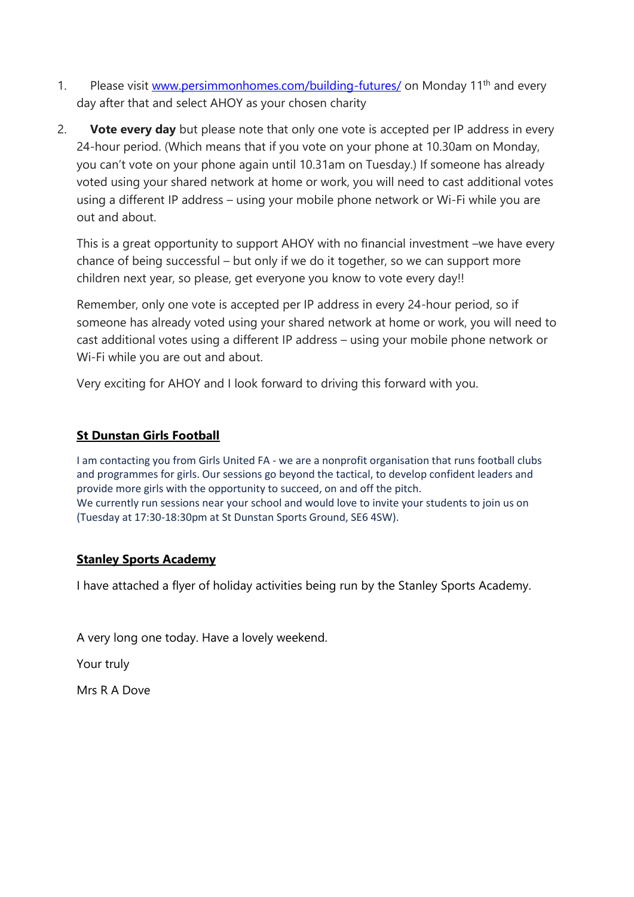1. Please visit [www.persimmonhomes.com/building-futures/](www.persimmonhomes.com/building-futures/) on Monday 11th and every day after that and select AHOY as your chosen charity

2. **Vote every day** but please note that only one vote is accepted per IP address in every 24-hour period. (Which means that if you vote on your phone at 10.30am on Monday, you can't vote on your phone again until 10.31am on Tuesday.) If someone has already voted using your shared network at home or work, you will need to cast additional votes using a different IP address – using your mobile phone network or Wi-Fi while you are out and about.

   This is a great opportunity to support AHOY with no financial investment –we have every chance of being successful – but only if we do it together, so we can support more children next year, so please, get everyone you know to vote every day!!

   Remember, only one vote is accepted per IP address in every 24-hour period, so if someone has already voted using your shared network at home or work, you will need to cast additional votes using a different IP address – using your mobile phone network or Wi-Fi while you are out and about.

   Very exciting for AHOY and I look forward to driving this forward with you.

**St Dunstan Girls Football**

I am contacting you from Girls United FA - we are a nonprofit organisation that runs football clubs and programmes for girls. Our sessions go beyond the tactical, to develop confident leaders and provide more girls with the opportunity to succeed, on and off the pitch.
We currently run sessions near your school and would love to invite your students to join us on (Tuesday at 17:30-18:30pm at St Dunstan Sports Ground, SE6 4SW).

**Stanley Sports Academy**

I have attached a flyer of holiday activities being run by the Stanley Sports Academy.

A very long one today. Have a lovely weekend.

Your truly

Mrs R A Dove